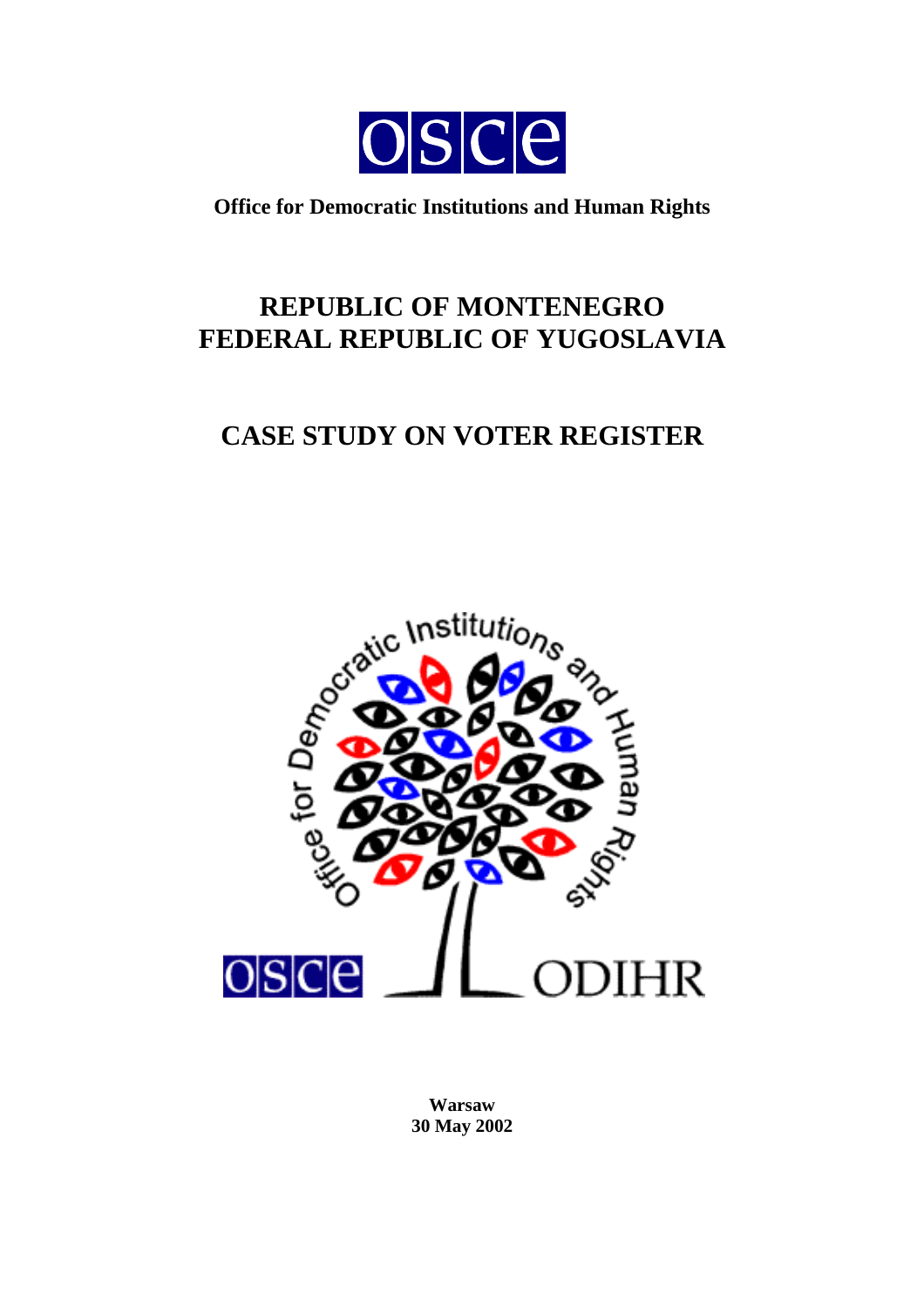**Office for Democratic Institutions and Human Rights**

# REPUBLIC OF MONTENEGRO
# FEDERAL REPUBLIC OF YUGOSLAVIA

# CASE STUDY ON VOTER REGISTER

**Warsaw**
**30 May 2002**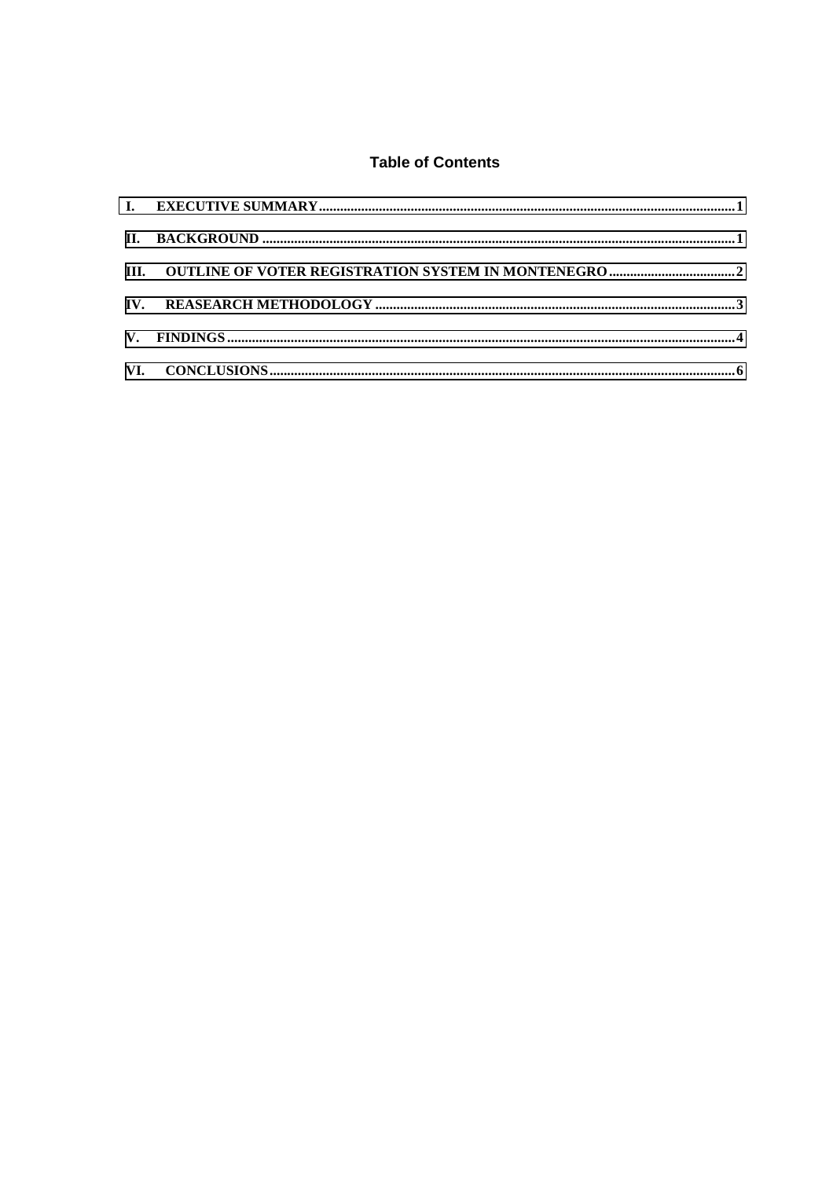# Table of Contents

I. EXECUTIVE SUMMARY .......... 1

II. BACKGROUND .......... 1

III. OUTLINE OF VOTER REGISTRATION SYSTEM IN MONTENEGRO .......... 2

IV. REASEARCH METHODOLOGY .......... 3

V. FINDINGS .......... 4

VI. CONCLUSIONS .......... 6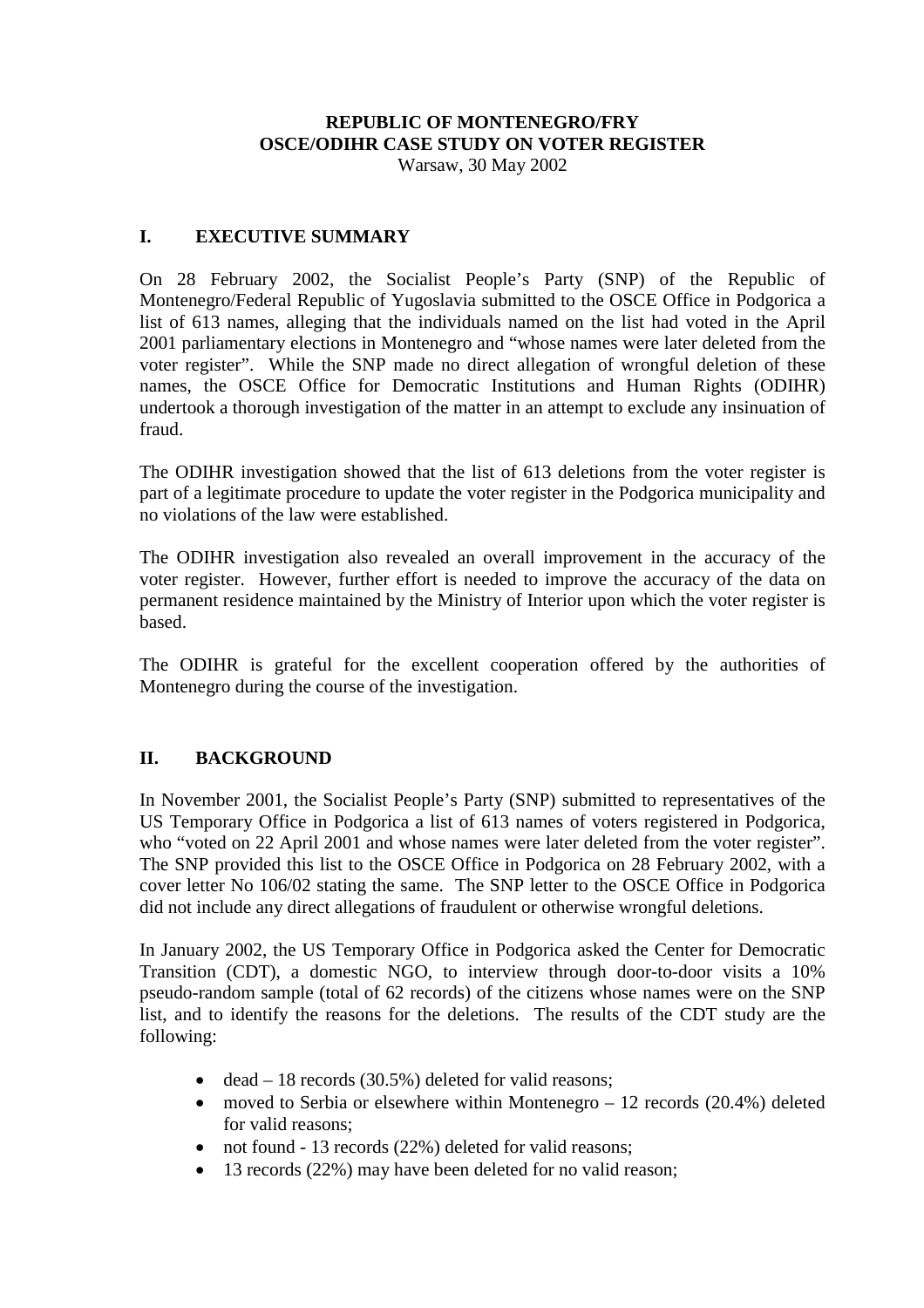**REPUBLIC OF MONTENEGRO/FRY**
**OSCE/ODIHR CASE STUDY ON VOTER REGISTER**
Warsaw, 30 May 2002

## I. EXECUTIVE SUMMARY

On 28 February 2002, the Socialist People's Party (SNP) of the Republic of Montenegro/Federal Republic of Yugoslavia submitted to the OSCE Office in Podgorica a list of 613 names, alleging that the individuals named on the list had voted in the April 2001 parliamentary elections in Montenegro and "whose names were later deleted from the voter register". While the SNP made no direct allegation of wrongful deletion of these names, the OSCE Office for Democratic Institutions and Human Rights (ODIHR) undertook a thorough investigation of the matter in an attempt to exclude any insinuation of fraud.

The ODIHR investigation showed that the list of 613 deletions from the voter register is part of a legitimate procedure to update the voter register in the Podgorica municipality and no violations of the law were established.

The ODIHR investigation also revealed an overall improvement in the accuracy of the voter register. However, further effort is needed to improve the accuracy of the data on permanent residence maintained by the Ministry of Interior upon which the voter register is based.

The ODIHR is grateful for the excellent cooperation offered by the authorities of Montenegro during the course of the investigation.

## II. BACKGROUND

In November 2001, the Socialist People's Party (SNP) submitted to representatives of the US Temporary Office in Podgorica a list of 613 names of voters registered in Podgorica, who "voted on 22 April 2001 and whose names were later deleted from the voter register". The SNP provided this list to the OSCE Office in Podgorica on 28 February 2002, with a cover letter No 106/02 stating the same. The SNP letter to the OSCE Office in Podgorica did not include any direct allegations of fraudulent or otherwise wrongful deletions.

In January 2002, the US Temporary Office in Podgorica asked the Center for Democratic Transition (CDT), a domestic NGO, to interview through door-to-door visits a 10% pseudo-random sample (total of 62 records) of the citizens whose names were on the SNP list, and to identify the reasons for the deletions. The results of the CDT study are the following:

- dead – 18 records (30.5%) deleted for valid reasons;
- moved to Serbia or elsewhere within Montenegro – 12 records (20.4%) deleted for valid reasons;
- not found - 13 records (22%) deleted for valid reasons;
- 13 records (22%) may have been deleted for no valid reason;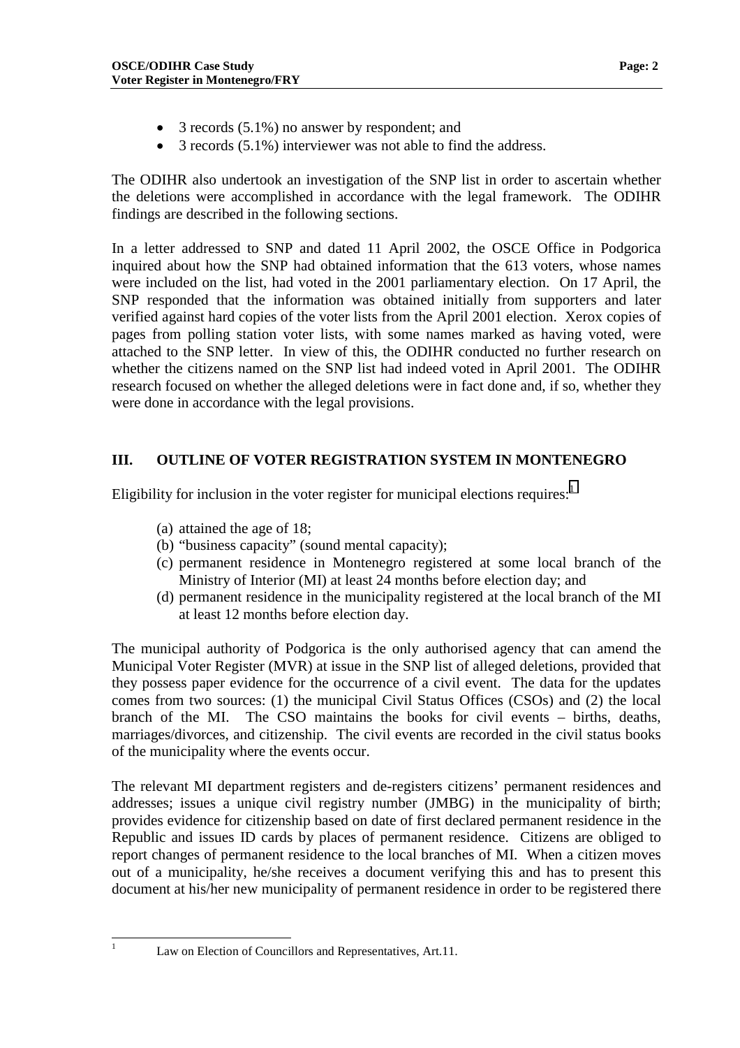- 3 records (5.1%) no answer by respondent; and
- 3 records (5.1%) interviewer was not able to find the address.

The ODIHR also undertook an investigation of the SNP list in order to ascertain whether the deletions were accomplished in accordance with the legal framework. The ODIHR findings are described in the following sections.

In a letter addressed to SNP and dated 11 April 2002, the OSCE Office in Podgorica inquired about how the SNP had obtained information that the 613 voters, whose names were included on the list, had voted in the 2001 parliamentary election. On 17 April, the SNP responded that the information was obtained initially from supporters and later verified against hard copies of the voter lists from the April 2001 election. Xerox copies of pages from polling station voter lists, with some names marked as having voted, were attached to the SNP letter. In view of this, the ODIHR conducted no further research on whether the citizens named on the SNP list had indeed voted in April 2001. The ODIHR research focused on whether the alleged deletions were in fact done and, if so, whether they were done in accordance with the legal provisions.

## III. OUTLINE OF VOTER REGISTRATION SYSTEM IN MONTENEGRO

Eligibility for inclusion in the voter register for municipal elections requires:[1]

(a) attained the age of 18;
(b) "business capacity" (sound mental capacity);
(c) permanent residence in Montenegro registered at some local branch of the Ministry of Interior (MI) at least 24 months before election day; and
(d) permanent residence in the municipality registered at the local branch of the MI at least 12 months before election day.

The municipal authority of Podgorica is the only authorised agency that can amend the Municipal Voter Register (MVR) at issue in the SNP list of alleged deletions, provided that they possess paper evidence for the occurrence of a civil event. The data for the updates comes from two sources: (1) the municipal Civil Status Offices (CSOs) and (2) the local branch of the MI. The CSO maintains the books for civil events – births, deaths, marriages/divorces, and citizenship. The civil events are recorded in the civil status books of the municipality where the events occur.

The relevant MI department registers and de-registers citizens' permanent residences and addresses; issues a unique civil registry number (JMBG) in the municipality of birth; provides evidence for citizenship based on date of first declared permanent residence in the Republic and issues ID cards by places of permanent residence. Citizens are obliged to report changes of permanent residence to the local branches of MI. When a citizen moves out of a municipality, he/she receives a document verifying this and has to present this document at his/her new municipality of permanent residence in order to be registered there

---

[1] Law on Election of Councillors and Representatives, Art.11.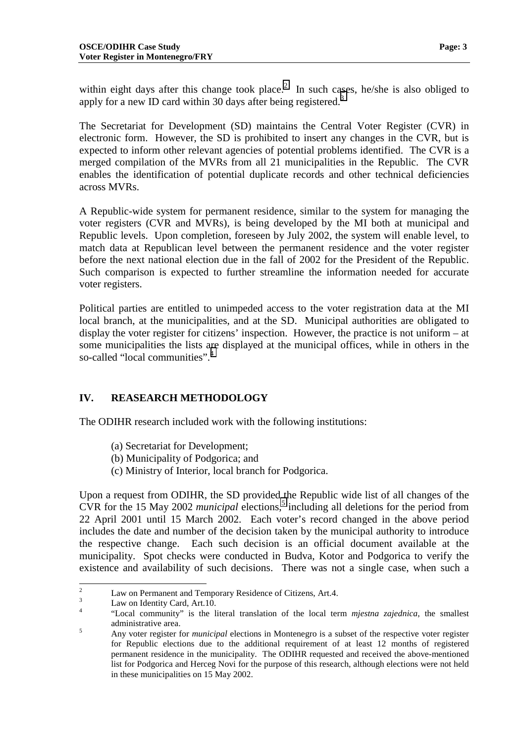within eight days after this change took place.[2] In such cases, he/she is also obliged to apply for a new ID card within 30 days after being registered.[3]

The Secretariat for Development (SD) maintains the Central Voter Register (CVR) in electronic form. However, the SD is prohibited to insert any changes in the CVR, but is expected to inform other relevant agencies of potential problems identified. The CVR is a merged compilation of the MVRs from all 21 municipalities in the Republic. The CVR enables the identification of potential duplicate records and other technical deficiencies across MVRs.

A Republic-wide system for permanent residence, similar to the system for managing the voter registers (CVR and MVRs), is being developed by the MI both at municipal and Republic levels. Upon completion, foreseen by July 2002, the system will enable level, to match data at Republican level between the permanent residence and the voter register before the next national election due in the fall of 2002 for the President of the Republic. Such comparison is expected to further streamline the information needed for accurate voter registers.

Political parties are entitled to unimpeded access to the voter registration data at the MI local branch, at the municipalities, and at the SD. Municipal authorities are obligated to display the voter register for citizens' inspection. However, the practice is not uniform – at some municipalities the lists are displayed at the municipal offices, while in others in the so-called "local communities".[4]

## IV. REASEARCH METHODOLOGY

The ODIHR research included work with the following institutions:

(a) Secretariat for Development;
(b) Municipality of Podgorica; and
(c) Ministry of Interior, local branch for Podgorica.

Upon a request from ODIHR, the SD provided the Republic wide list of all changes of the CVR for the 15 May 2002 *municipal* elections,[5] including all deletions for the period from 22 April 2001 until 15 March 2002. Each voter's record changed in the above period includes the date and number of the decision taken by the municipal authority to introduce the respective change. Each such decision is an official document available at the municipality. Spot checks were conducted in Budva, Kotor and Podgorica to verify the existence and availability of such decisions. There was not a single case, when such a

---

[2] Law on Permanent and Temporary Residence of Citizens, Art.4.

[3] Law on Identity Card, Art.10.

[4] "Local community" is the literal translation of the local term *mjestna zajednica*, the smallest administrative area.

[5] Any voter register for *municipal* elections in Montenegro is a subset of the respective voter register for Republic elections due to the additional requirement of at least 12 months of registered permanent residence in the municipality. The ODIHR requested and received the above-mentioned list for Podgorica and Herceg Novi for the purpose of this research, although elections were not held in these municipalities on 15 May 2002.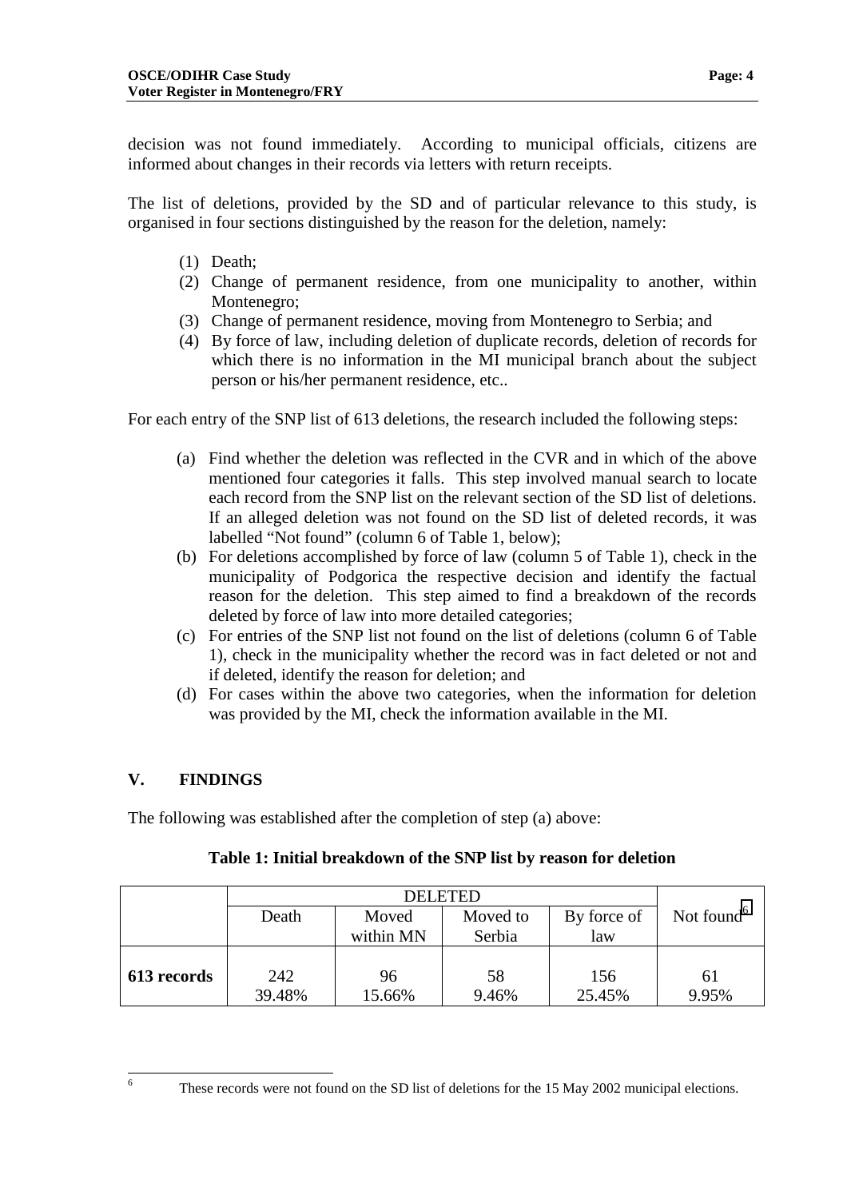decision was not found immediately. According to municipal officials, citizens are informed about changes in their records via letters with return receipts.

The list of deletions, provided by the SD and of particular relevance to this study, is organised in four sections distinguished by the reason for the deletion, namely:

(1) Death;
(2) Change of permanent residence, from one municipality to another, within Montenegro;
(3) Change of permanent residence, moving from Montenegro to Serbia; and
(4) By force of law, including deletion of duplicate records, deletion of records for which there is no information in the MI municipal branch about the subject person or his/her permanent residence, etc..

For each entry of the SNP list of 613 deletions, the research included the following steps:

(a) Find whether the deletion was reflected in the CVR and in which of the above mentioned four categories it falls. This step involved manual search to locate each record from the SNP list on the relevant section of the SD list of deletions. If an alleged deletion was not found on the SD list of deleted records, it was labelled "Not found" (column 6 of Table 1, below);
(b) For deletions accomplished by force of law (column 5 of Table 1), check in the municipality of Podgorica the respective decision and identify the factual reason for the deletion. This step aimed to find a breakdown of the records deleted by force of law into more detailed categories;
(c) For entries of the SNP list not found on the list of deletions (column 6 of Table 1), check in the municipality whether the record was in fact deleted or not and if deleted, identify the reason for deletion; and
(d) For cases within the above two categories, when the information for deletion was provided by the MI, check the information available in the MI.

## V. FINDINGS

The following was established after the completion of step (a) above:

**Table 1: Initial breakdown of the SNP list by reason for deletion**

| | DELETED | | | | Not found[6] |
|---|---|---|---|---|---|
| | Death | Moved within MN | Moved to Serbia | By force of law | |
| **613 records** | 242<br>39.48% | 96<br>15.66% | 58<br>9.46% | 156<br>25.45% | 61<br>9.95% |

[6] These records were not found on the SD list of deletions for the 15 May 2002 municipal elections.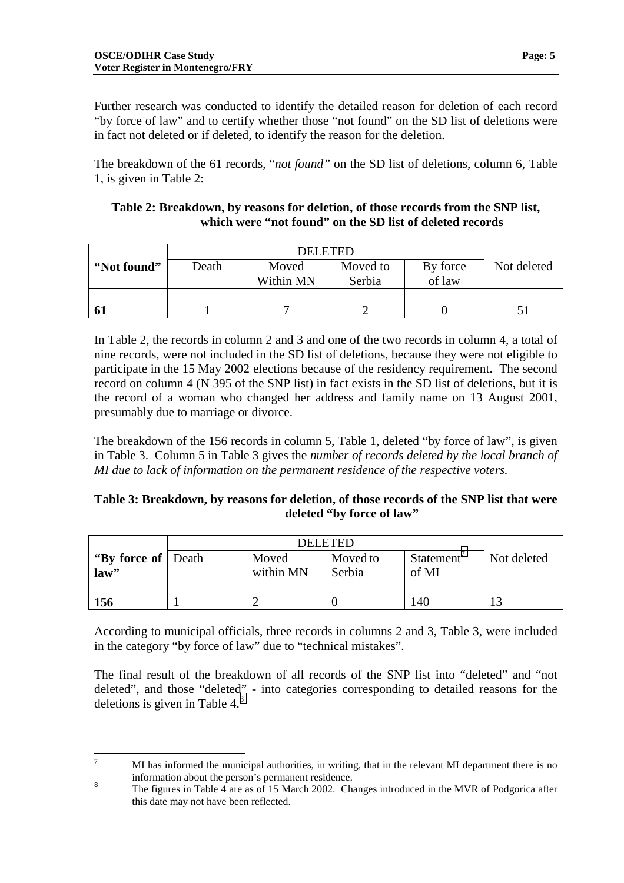Further research was conducted to identify the detailed reason for deletion of each record "by force of law" and to certify whether those "not found" on the SD list of deletions were in fact not deleted or if deleted, to identify the reason for the deletion.

The breakdown of the 61 records, "*not found"* on the SD list of deletions, column 6, Table 1, is given in Table 2:

**Table 2: Breakdown, by reasons for deletion, of those records from the SNP list, which were "not found" on the SD list of deleted records**

| "Not found" | DELETED | | | | Not deleted |
|---|---|---|---|---|---|
| | Death | Moved Within MN | Moved to Serbia | By force of law | |
| **61** | 1 | 7 | 2 | 0 | 51 |

In Table 2, the records in column 2 and 3 and one of the two records in column 4, a total of nine records, were not included in the SD list of deletions, because they were not eligible to participate in the 15 May 2002 elections because of the residency requirement. The second record on column 4 (N 395 of the SNP list) in fact exists in the SD list of deletions, but it is the record of a woman who changed her address and family name on 13 August 2001, presumably due to marriage or divorce.

The breakdown of the 156 records in column 5, Table 1, deleted "by force of law", is given in Table 3. Column 5 in Table 3 gives the *number of records deleted by the local branch of MI due to lack of information on the permanent residence of the respective voters.*

**Table 3: Breakdown, by reasons for deletion, of those records of the SNP list that were deleted "by force of law"**

| "By force of law" | DELETED | | | | Not deleted |
|---|---|---|---|---|---|
| | Death | Moved within MN | Moved to Serbia | Statement[7] of MI | |
| **156** | 1 | 2 | 0 | 140 | 13 |

According to municipal officials, three records in columns 2 and 3, Table 3, were included in the category "by force of law" due to "technical mistakes".

The final result of the breakdown of all records of the SNP list into "deleted" and "not deleted", and those "deleted" - into categories corresponding to detailed reasons for the deletions is given in Table 4.[8]

---

[7] MI has informed the municipal authorities, in writing, that in the relevant MI department there is no information about the person's permanent residence.

[8] The figures in Table 4 are as of 15 March 2002. Changes introduced in the MVR of Podgorica after this date may not have been reflected.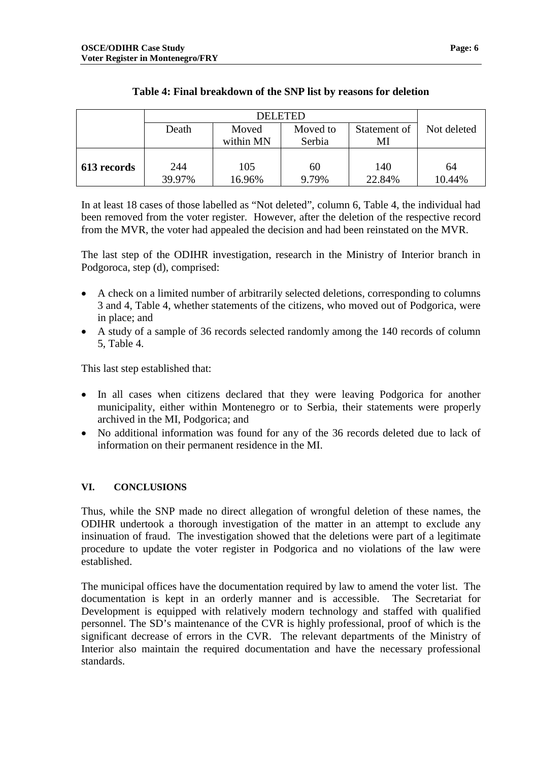**Table 4: Final breakdown of the SNP list by reasons for deletion**

| | DELETED | | | | |
|---|---|---|---|---|---|
| | Death | Moved within MN | Moved to Serbia | Statement of MI | Not deleted |
| **613 records** | 244<br>39.97% | 105<br>16.96% | 60<br>9.79% | 140<br>22.84% | 64<br>10.44% |

In at least 18 cases of those labelled as "Not deleted", column 6, Table 4, the individual had been removed from the voter register. However, after the deletion of the respective record from the MVR, the voter had appealed the decision and had been reinstated on the MVR.

The last step of the ODIHR investigation, research in the Ministry of Interior branch in Podgoroca, step (d), comprised:

- A check on a limited number of arbitrarily selected deletions, corresponding to columns 3 and 4, Table 4, whether statements of the citizens, who moved out of Podgorica, were in place; and
- A study of a sample of 36 records selected randomly among the 140 records of column 5, Table 4.

This last step established that:

- In all cases when citizens declared that they were leaving Podgorica for another municipality, either within Montenegro or to Serbia, their statements were properly archived in the MI, Podgorica; and
- No additional information was found for any of the 36 records deleted due to lack of information on their permanent residence in the MI.

## VI. CONCLUSIONS

Thus, while the SNP made no direct allegation of wrongful deletion of these names, the ODIHR undertook a thorough investigation of the matter in an attempt to exclude any insinuation of fraud. The investigation showed that the deletions were part of a legitimate procedure to update the voter register in Podgorica and no violations of the law were established.

The municipal offices have the documentation required by law to amend the voter list. The documentation is kept in an orderly manner and is accessible. The Secretariat for Development is equipped with relatively modern technology and staffed with qualified personnel. The SD's maintenance of the CVR is highly professional, proof of which is the significant decrease of errors in the CVR. The relevant departments of the Ministry of Interior also maintain the required documentation and have the necessary professional standards.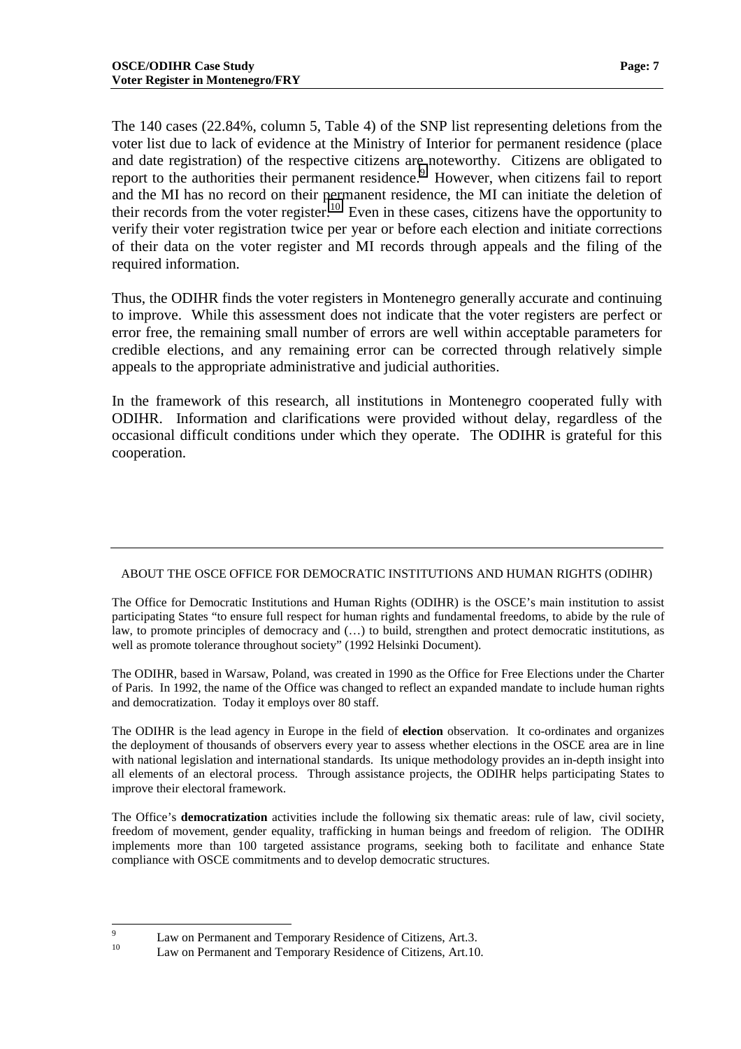The 140 cases (22.84%, column 5, Table 4) of the SNP list representing deletions from the voter list due to lack of evidence at the Ministry of Interior for permanent residence (place and date registration) of the respective citizens are noteworthy. Citizens are obligated to report to the authorities their permanent residence.[9] However, when citizens fail to report and the MI has no record on their permanent residence, the MI can initiate the deletion of their records from the voter register.[10] Even in these cases, citizens have the opportunity to verify their voter registration twice per year or before each election and initiate corrections of their data on the voter register and MI records through appeals and the filing of the required information.

Thus, the ODIHR finds the voter registers in Montenegro generally accurate and continuing to improve. While this assessment does not indicate that the voter registers are perfect or error free, the remaining small number of errors are well within acceptable parameters for credible elections, and any remaining error can be corrected through relatively simple appeals to the appropriate administrative and judicial authorities.

In the framework of this research, all institutions in Montenegro cooperated fully with ODIHR. Information and clarifications were provided without delay, regardless of the occasional difficult conditions under which they operate. The ODIHR is grateful for this cooperation.

---

ABOUT THE OSCE OFFICE FOR DEMOCRATIC INSTITUTIONS AND HUMAN RIGHTS (ODIHR)

The Office for Democratic Institutions and Human Rights (ODIHR) is the OSCE's main institution to assist participating States "to ensure full respect for human rights and fundamental freedoms, to abide by the rule of law, to promote principles of democracy and (…) to build, strengthen and protect democratic institutions, as well as promote tolerance throughout society" (1992 Helsinki Document).

The ODIHR, based in Warsaw, Poland, was created in 1990 as the Office for Free Elections under the Charter of Paris. In 1992, the name of the Office was changed to reflect an expanded mandate to include human rights and democratization. Today it employs over 80 staff.

The ODIHR is the lead agency in Europe in the field of **election** observation. It co-ordinates and organizes the deployment of thousands of observers every year to assess whether elections in the OSCE area are in line with national legislation and international standards. Its unique methodology provides an in-depth insight into all elements of an electoral process. Through assistance projects, the ODIHR helps participating States to improve their electoral framework.

The Office's **democratization** activities include the following six thematic areas: rule of law, civil society, freedom of movement, gender equality, trafficking in human beings and freedom of religion. The ODIHR implements more than 100 targeted assistance programs, seeking both to facilitate and enhance State compliance with OSCE commitments and to develop democratic structures.

---

[9] Law on Permanent and Temporary Residence of Citizens, Art.3.

[10] Law on Permanent and Temporary Residence of Citizens, Art.10.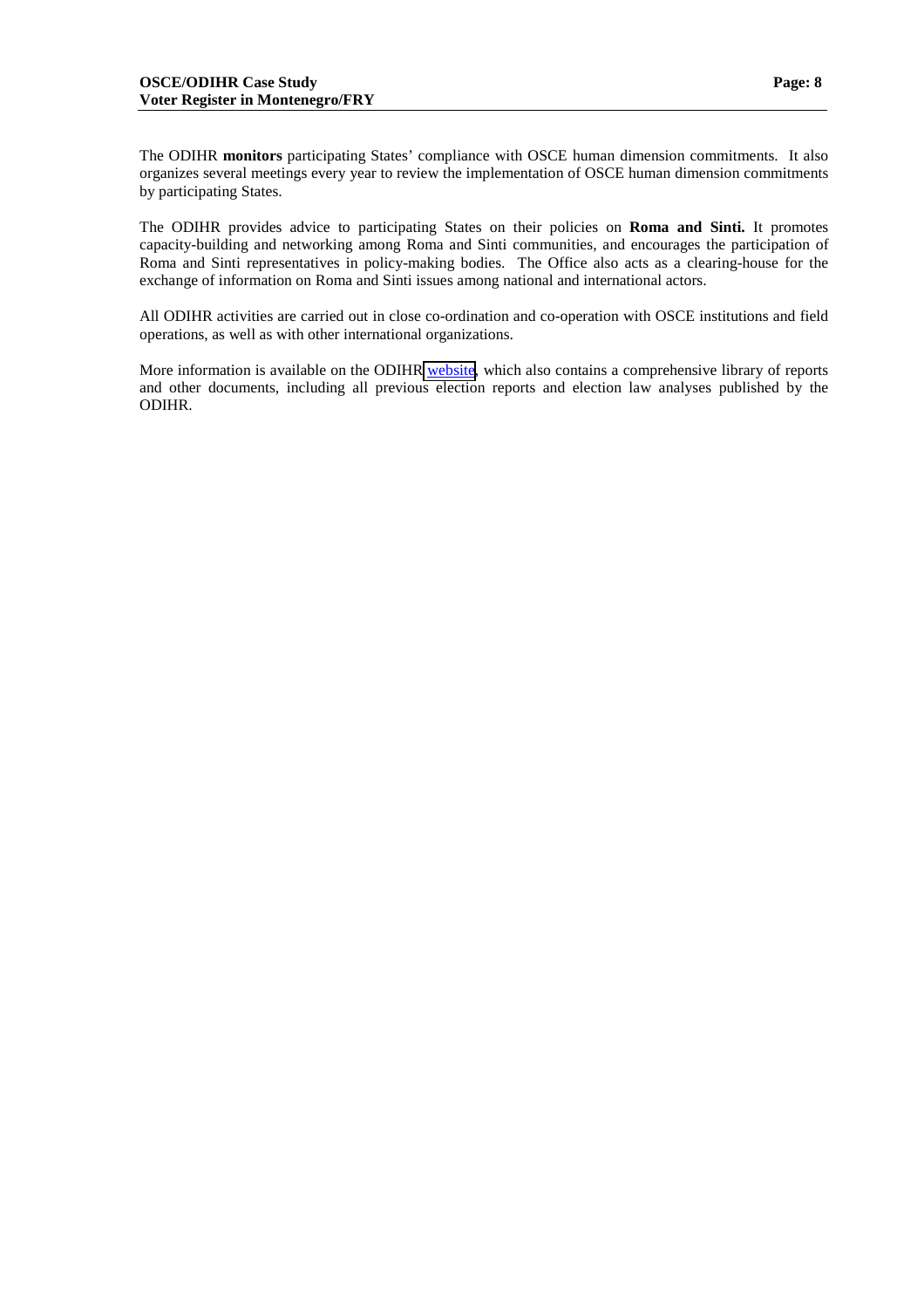The ODIHR **monitors** participating States' compliance with OSCE human dimension commitments. It also organizes several meetings every year to review the implementation of OSCE human dimension commitments by participating States.

The ODIHR provides advice to participating States on their policies on **Roma and Sinti.** It promotes capacity-building and networking among Roma and Sinti communities, and encourages the participation of Roma and Sinti representatives in policy-making bodies. The Office also acts as a clearing-house for the exchange of information on Roma and Sinti issues among national and international actors.

All ODIHR activities are carried out in close co-ordination and co-operation with OSCE institutions and field operations, as well as with other international organizations.

More information is available on the ODIHR website, which also contains a comprehensive library of reports and other documents, including all previous election reports and election law analyses published by the ODIHR.